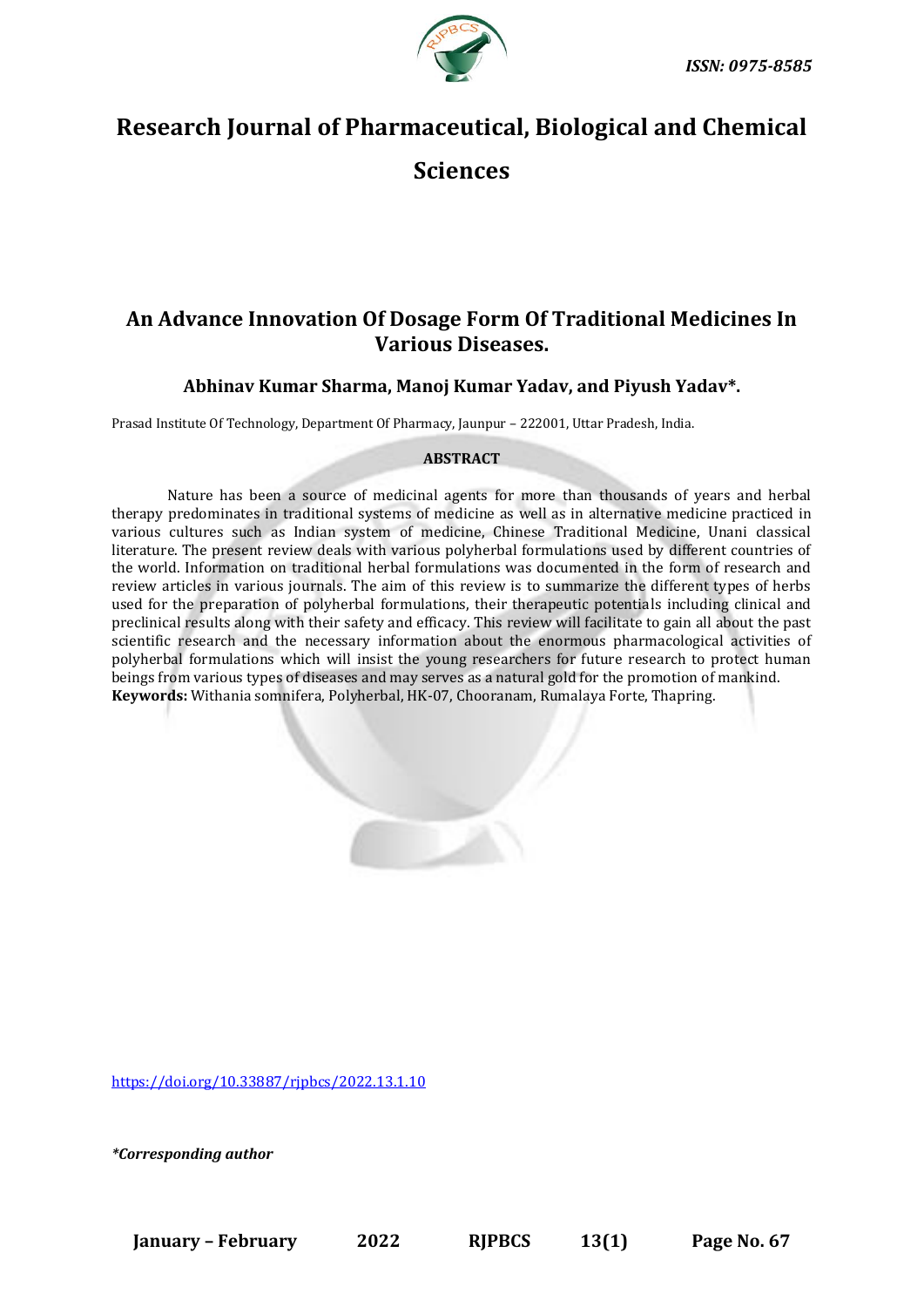# Research Journal of Pharmaceutical, Biological and Chemical Sciences

ISSN: 0975-8585

## An Advance Innovation Of Dosage Form Of Traditional Medicines In Various Diseases.

**Abhinav Kumar Sharma, Manoj Kumar Yadav, and Piyush Yadav\*.**

Prasad Institute Of Technology, Department Of Pharmacy, Jaunpur – 222001, Uttar Pradesh, India.

### ABSTRACT

Nature has been a source of medicinal agents for more than thousands of years and herbal therapy predominates in traditional systems of medicine as well as in alternative medicine practiced in various cultures such as Indian system of medicine, Chinese Traditional Medicine, Unani classical literature. The present review deals with various polyherbal formulations used by different countries of the world. Information on traditional herbal formulations was documented in the form of research and review articles in various journals. The aim of this review is to summarize the different types of herbs used for the preparation of polyherbal formulations, their therapeutic potentials including clinical and preclinical results along with their safety and efficacy. This review will facilitate to gain all about the past scientific research and the necessary information about the enormous pharmacological activities of polyherbal formulations which will insist the young researchers for future research to protect human beings from various types of diseases and may serves as a natural gold for the promotion of mankind.

**Keywords:** Withania somnifera, Polyherbal, HK-07, Chooranam, Rumalaya Forte, Thapring.

https://doi.org/10.33887/rjpbcs/2022.13.1.10

***Corresponding author***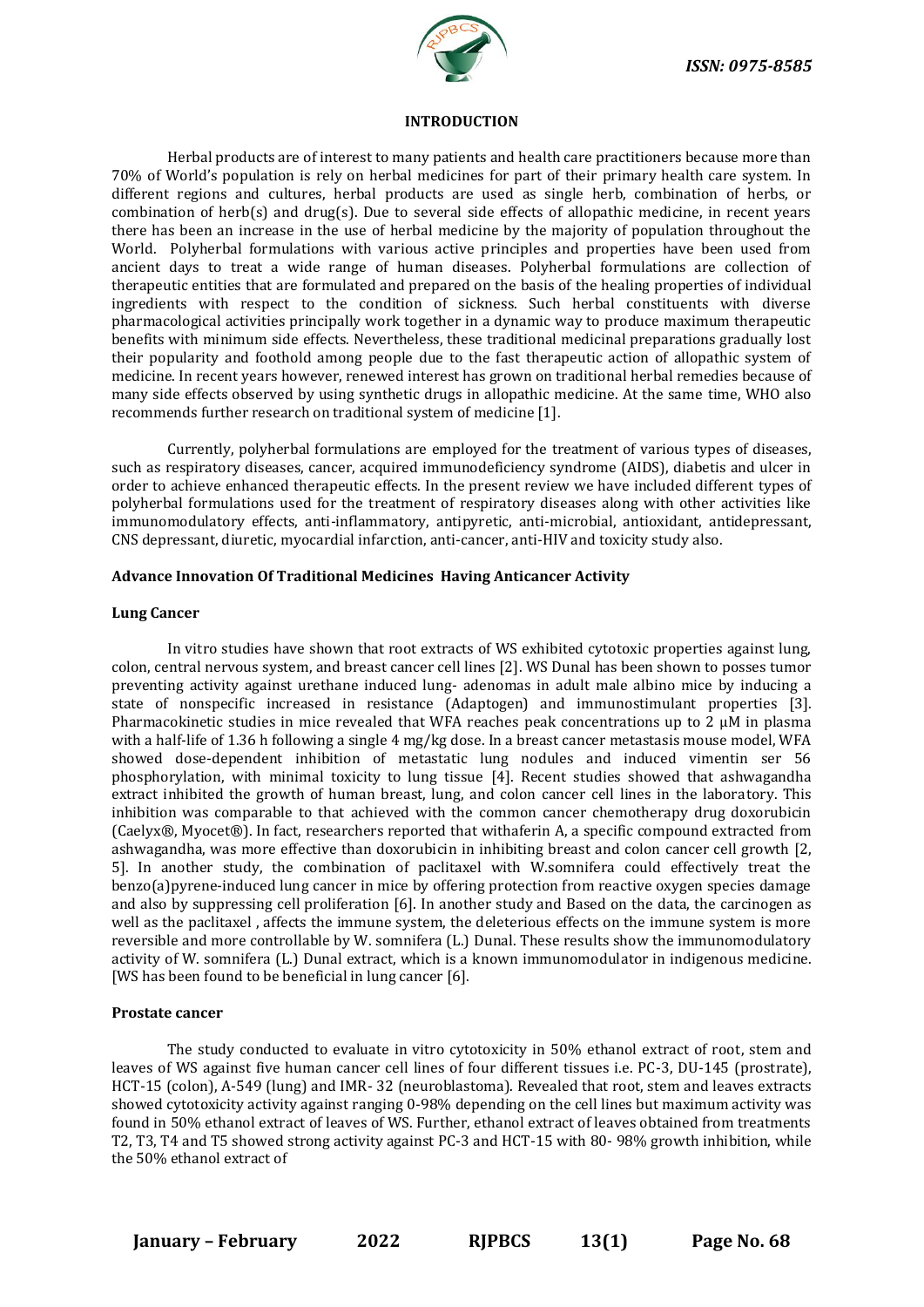## INTRODUCTION

Herbal products are of interest to many patients and health care practitioners because more than 70% of World's population is rely on herbal medicines for part of their primary health care system. In different regions and cultures, herbal products are used as single herb, combination of herbs, or combination of herb(s) and drug(s). Due to several side effects of allopathic medicine, in recent years there has been an increase in the use of herbal medicine by the majority of population throughout the World. Polyherbal formulations with various active principles and properties have been used from ancient days to treat a wide range of human diseases. Polyherbal formulations are collection of therapeutic entities that are formulated and prepared on the basis of the healing properties of individual ingredients with respect to the condition of sickness. Such herbal constituents with diverse pharmacological activities principally work together in a dynamic way to produce maximum therapeutic benefits with minimum side effects. Nevertheless, these traditional medicinal preparations gradually lost their popularity and foothold among people due to the fast therapeutic action of allopathic system of medicine. In recent years however, renewed interest has grown on traditional herbal remedies because of many side effects observed by using synthetic drugs in allopathic medicine. At the same time, WHO also recommends further research on traditional system of medicine [1].

Currently, polyherbal formulations are employed for the treatment of various types of diseases, such as respiratory diseases, cancer, acquired immunodeficiency syndrome (AIDS), diabetis and ulcer in order to achieve enhanced therapeutic effects. In the present review we have included different types of polyherbal formulations used for the treatment of respiratory diseases along with other activities like immunomodulatory effects, anti-inflammatory, antipyretic, anti-microbial, antioxidant, antidepressant, CNS depressant, diuretic, myocardial infarction, anti-cancer, anti-HIV and toxicity study also.

### Advance Innovation Of Traditional Medicines Having Anticancer Activity

#### Lung Cancer

In vitro studies have shown that root extracts of WS exhibited cytotoxic properties against lung, colon, central nervous system, and breast cancer cell lines [2]. WS Dunal has been shown to posses tumor preventing activity against urethane induced lung- adenomas in adult male albino mice by inducing a state of nonspecific increased in resistance (Adaptogen) and immunostimulant properties [3]. Pharmacokinetic studies in mice revealed that WFA reaches peak concentrations up to 2 μM in plasma with a half-life of 1.36 h following a single 4 mg/kg dose. In a breast cancer metastasis mouse model, WFA showed dose-dependent inhibition of metastatic lung nodules and induced vimentin ser 56 phosphorylation, with minimal toxicity to lung tissue [4]. Recent studies showed that ashwagandha extract inhibited the growth of human breast, lung, and colon cancer cell lines in the laboratory. This inhibition was comparable to that achieved with the common cancer chemotherapy drug doxorubicin (Caelyx®, Myocet®). In fact, researchers reported that withaferin A, a specific compound extracted from ashwagandha, was more effective than doxorubicin in inhibiting breast and colon cancer cell growth [2, 5]. In another study, the combination of paclitaxel with W.somnifera could effectively treat the benzo(a)pyrene-induced lung cancer in mice by offering protection from reactive oxygen species damage and also by suppressing cell proliferation [6]. In another study and Based on the data, the carcinogen as well as the paclitaxel , affects the immune system, the deleterious effects on the immune system is more reversible and more controllable by W. somnifera (L.) Dunal. These results show the immunomodulatory activity of W. somnifera (L.) Dunal extract, which is a known immunomodulator in indigenous medicine. [WS has been found to be beneficial in lung cancer [6].

#### Prostate cancer

The study conducted to evaluate in vitro cytotoxicity in 50% ethanol extract of root, stem and leaves of WS against five human cancer cell lines of four different tissues i.e. PC-3, DU-145 (prostrate), HCT-15 (colon), A-549 (lung) and IMR- 32 (neuroblastoma). Revealed that root, stem and leaves extracts showed cytotoxicity activity against ranging 0-98% depending on the cell lines but maximum activity was found in 50% ethanol extract of leaves of WS. Further, ethanol extract of leaves obtained from treatments T2, T3, T4 and T5 showed strong activity against PC-3 and HCT-15 with 80- 98% growth inhibition, while the 50% ethanol extract of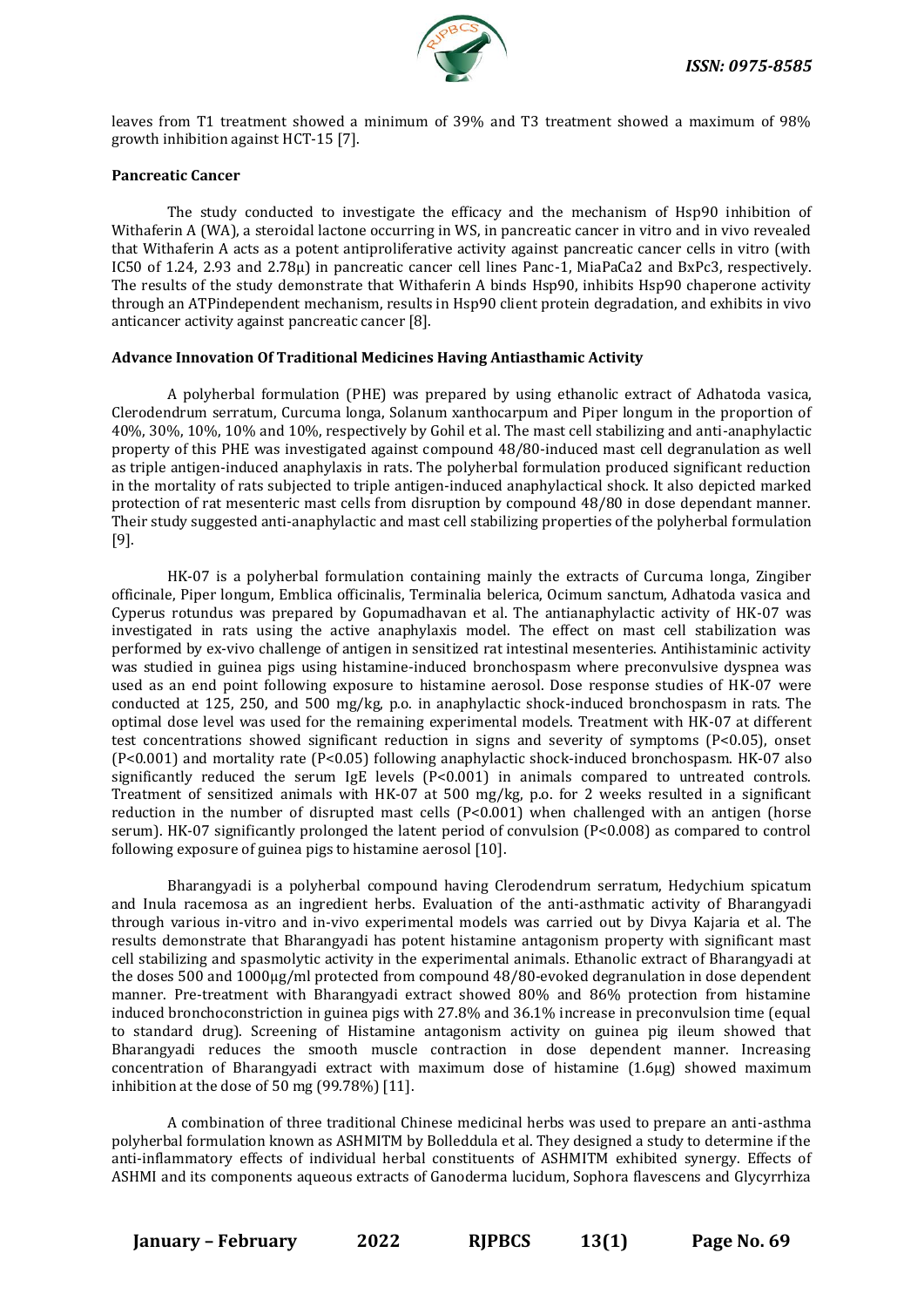leaves from T1 treatment showed a minimum of 39% and T3 treatment showed a maximum of 98% growth inhibition against HCT-15 [7].

**Pancreatic Cancer**

The study conducted to investigate the efficacy and the mechanism of Hsp90 inhibition of Withaferin A (WA), a steroidal lactone occurring in WS, in pancreatic cancer in vitro and in vivo revealed that Withaferin A acts as a potent antiproliferative activity against pancreatic cancer cells in vitro (with IC50 of 1.24, 2.93 and 2.78μ) in pancreatic cancer cell lines Panc-1, MiaPaCa2 and BxPc3, respectively. The results of the study demonstrate that Withaferin A binds Hsp90, inhibits Hsp90 chaperone activity through an ATPindependent mechanism, results in Hsp90 client protein degradation, and exhibits in vivo anticancer activity against pancreatic cancer [8].

**Advance Innovation Of Traditional Medicines Having Antiasthamic Activity**

A polyherbal formulation (PHE) was prepared by using ethanolic extract of Adhatoda vasica, Clerodendrum serratum, Curcuma longa, Solanum xanthocarpum and Piper longum in the proportion of 40%, 30%, 10%, 10% and 10%, respectively by Gohil et al. The mast cell stabilizing and anti-anaphylactic property of this PHE was investigated against compound 48/80-induced mast cell degranulation as well as triple antigen-induced anaphylaxis in rats. The polyherbal formulation produced significant reduction in the mortality of rats subjected to triple antigen-induced anaphylactical shock. It also depicted marked protection of rat mesenteric mast cells from disruption by compound 48/80 in dose dependant manner. Their study suggested anti-anaphylactic and mast cell stabilizing properties of the polyherbal formulation [9].

HK-07 is a polyherbal formulation containing mainly the extracts of Curcuma longa, Zingiber officinale, Piper longum, Emblica officinalis, Terminalia belerica, Ocimum sanctum, Adhatoda vasica and Cyperus rotundus was prepared by Gopumadhavan et al. The antianaphylactic activity of HK-07 was investigated in rats using the active anaphylaxis model. The effect on mast cell stabilization was performed by ex-vivo challenge of antigen in sensitized rat intestinal mesenteries. Antihistaminic activity was studied in guinea pigs using histamine-induced bronchospasm where preconvulsive dyspnea was used as an end point following exposure to histamine aerosol. Dose response studies of HK-07 were conducted at 125, 250, and 500 mg/kg, p.o. in anaphylactic shock-induced bronchospasm in rats. The optimal dose level was used for the remaining experimental models. Treatment with HK-07 at different test concentrations showed significant reduction in signs and severity of symptoms ($P<0.05$), onset ($P<0.001$) and mortality rate ($P<0.05$) following anaphylactic shock-induced bronchospasm. HK-07 also significantly reduced the serum IgE levels ($P<0.001$) in animals compared to untreated controls. Treatment of sensitized animals with HK-07 at 500 mg/kg, p.o. for 2 weeks resulted in a significant reduction in the number of disrupted mast cells ($P<0.001$) when challenged with an antigen (horse serum). HK-07 significantly prolonged the latent period of convulsion ($P<0.008$) as compared to control following exposure of guinea pigs to histamine aerosol [10].

Bharangyadi is a polyherbal compound having Clerodendrum serratum, Hedychium spicatum and Inula racemosa as an ingredient herbs. Evaluation of the anti-asthmatic activity of Bharangyadi through various in-vitro and in-vivo experimental models was carried out by Divya Kajaria et al. The results demonstrate that Bharangyadi has potent histamine antagonism property with significant mast cell stabilizing and spasmolytic activity in the experimental animals. Ethanolic extract of Bharangyadi at the doses 500 and 1000μg/ml protected from compound 48/80-evoked degranulation in dose dependent manner. Pre-treatment with Bharangyadi extract showed 80% and 86% protection from histamine induced bronchoconstriction in guinea pigs with 27.8% and 36.1% increase in preconvulsion time (equal to standard drug). Screening of Histamine antagonism activity on guinea pig ileum showed that Bharangyadi reduces the smooth muscle contraction in dose dependent manner. Increasing concentration of Bharangyadi extract with maximum dose of histamine (1.6μg) showed maximum inhibition at the dose of 50 mg (99.78%) [11].

A combination of three traditional Chinese medicinal herbs was used to prepare an anti-asthma polyherbal formulation known as ASHMITM by Bolleddula et al. They designed a study to determine if the anti-inflammatory effects of individual herbal constituents of ASHMITM exhibited synergy. Effects of ASHMI and its components aqueous extracts of Ganoderma lucidum, Sophora flavescens and Glycyrrhiza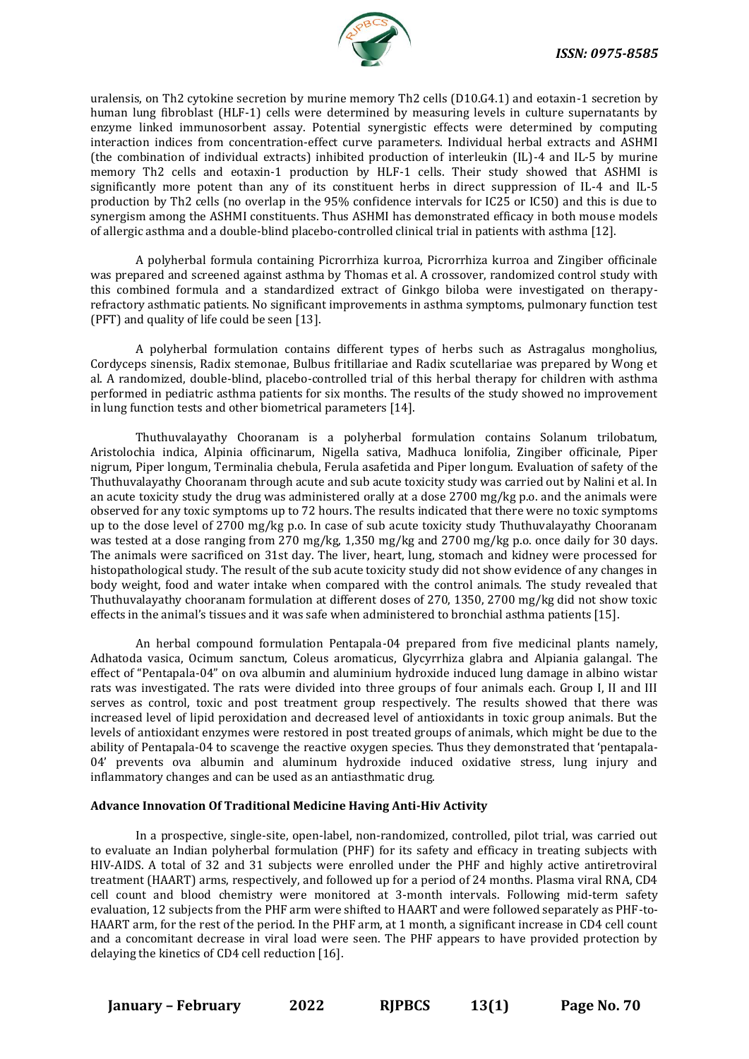uralensis, on Th2 cytokine secretion by murine memory Th2 cells (D10.G4.1) and eotaxin-1 secretion by human lung fibroblast (HLF-1) cells were determined by measuring levels in culture supernatants by enzyme linked immunosorbent assay. Potential synergistic effects were determined by computing interaction indices from concentration-effect curve parameters. Individual herbal extracts and ASHMI (the combination of individual extracts) inhibited production of interleukin (IL)-4 and IL-5 by murine memory Th2 cells and eotaxin-1 production by HLF-1 cells. Their study showed that ASHMI is significantly more potent than any of its constituent herbs in direct suppression of IL-4 and IL-5 production by Th2 cells (no overlap in the 95% confidence intervals for IC25 or IC50) and this is due to synergism among the ASHMI constituents. Thus ASHMI has demonstrated efficacy in both mouse models of allergic asthma and a double-blind placebo-controlled clinical trial in patients with asthma [12].

A polyherbal formula containing Picrorrhiza kurroa, Picrorrhiza kurroa and Zingiber officinale was prepared and screened against asthma by Thomas et al. A crossover, randomized control study with this combined formula and a standardized extract of Ginkgo biloba were investigated on therapy-refractory asthmatic patients. No significant improvements in asthma symptoms, pulmonary function test (PFT) and quality of life could be seen [13].

A polyherbal formulation contains different types of herbs such as Astragalus mongholius, Cordyceps sinensis, Radix stemonae, Bulbus fritillariae and Radix scutellariae was prepared by Wong et al. A randomized, double-blind, placebo-controlled trial of this herbal therapy for children with asthma performed in pediatric asthma patients for six months. The results of the study showed no improvement in lung function tests and other biometrical parameters [14].

Thuthuvalayathy Chooranam is a polyherbal formulation contains Solanum trilobatum, Aristolochia indica, Alpinia officinarum, Nigella sativa, Madhuca lonifolia, Zingiber officinale, Piper nigrum, Piper longum, Terminalia chebula, Ferula asafetida and Piper longum. Evaluation of safety of the Thuthuvalayathy Chooranam through acute and sub acute toxicity study was carried out by Nalini et al. In an acute toxicity study the drug was administered orally at a dose 2700 mg/kg p.o. and the animals were observed for any toxic symptoms up to 72 hours. The results indicated that there were no toxic symptoms up to the dose level of 2700 mg/kg p.o. In case of sub acute toxicity study Thuthuvalayathy Chooranam was tested at a dose ranging from 270 mg/kg, 1,350 mg/kg and 2700 mg/kg p.o. once daily for 30 days. The animals were sacrificed on 31st day. The liver, heart, lung, stomach and kidney were processed for histopathological study. The result of the sub acute toxicity study did not show evidence of any changes in body weight, food and water intake when compared with the control animals. The study revealed that Thuthuvalayathy chooranam formulation at different doses of 270, 1350, 2700 mg/kg did not show toxic effects in the animal's tissues and it was safe when administered to bronchial asthma patients [15].

An herbal compound formulation Pentapala-04 prepared from five medicinal plants namely, Adhatoda vasica, Ocimum sanctum, Coleus aromaticus, Glycyrrhiza glabra and Alpiania galangal. The effect of "Pentapala-04" on ova albumin and aluminium hydroxide induced lung damage in albino wistar rats was investigated. The rats were divided into three groups of four animals each. Group I, II and III serves as control, toxic and post treatment group respectively. The results showed that there was increased level of lipid peroxidation and decreased level of antioxidants in toxic group animals. But the levels of antioxidant enzymes were restored in post treated groups of animals, which might be due to the ability of Pentapala-04 to scavenge the reactive oxygen species. Thus they demonstrated that 'pentapala-04' prevents ova albumin and aluminum hydroxide induced oxidative stress, lung injury and inflammatory changes and can be used as an antiasthmatic drug.

**Advance Innovation Of Traditional Medicine Having Anti-Hiv Activity**

In a prospective, single-site, open-label, non-randomized, controlled, pilot trial, was carried out to evaluate an Indian polyherbal formulation (PHF) for its safety and efficacy in treating subjects with HIV-AIDS. A total of 32 and 31 subjects were enrolled under the PHF and highly active antiretroviral treatment (HAART) arms, respectively, and followed up for a period of 24 months. Plasma viral RNA, CD4 cell count and blood chemistry were monitored at 3-month intervals. Following mid-term safety evaluation, 12 subjects from the PHF arm were shifted to HAART and were followed separately as PHF-to-HAART arm, for the rest of the period. In the PHF arm, at 1 month, a significant increase in CD4 cell count and a concomitant decrease in viral load were seen. The PHF appears to have provided protection by delaying the kinetics of CD4 cell reduction [16].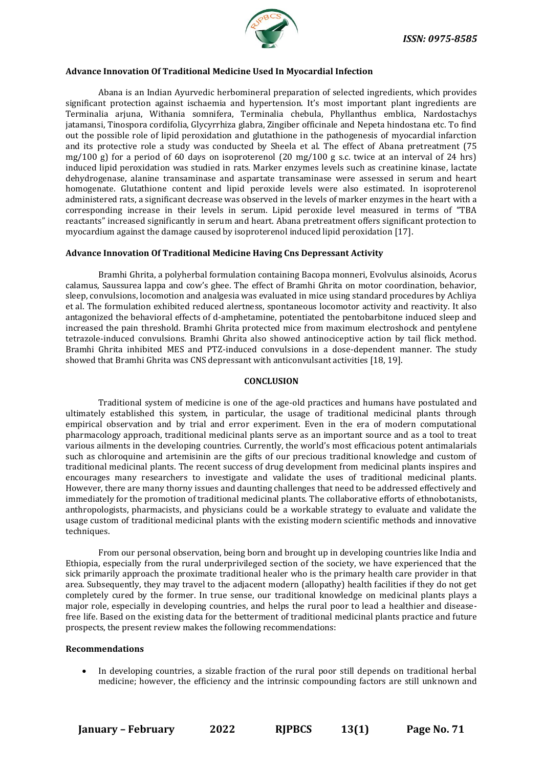**Advance Innovation Of Traditional Medicine Used In Myocardial Infection**

Abana is an Indian Ayurvedic herbomineral preparation of selected ingredients, which provides significant protection against ischaemia and hypertension. It's most important plant ingredients are Terminalia arjuna, Withania somnifera, Terminalia chebula, Phyllanthus emblica, Nardostachys jatamansi, Tinospora cordifolia, Glycyrrhiza glabra, Zingiber officinale and Nepeta hindostana etc. To find out the possible role of lipid peroxidation and glutathione in the pathogenesis of myocardial infarction and its protective role a study was conducted by Sheela et al. The effect of Abana pretreatment (75 mg/100 g) for a period of 60 days on isoproterenol (20 mg/100 g s.c. twice at an interval of 24 hrs) induced lipid peroxidation was studied in rats. Marker enzymes levels such as creatinine kinase, lactate dehydrogenase, alanine transaminase and aspartate transaminase were assessed in serum and heart homogenate. Glutathione content and lipid peroxide levels were also estimated. In isoproterenol administered rats, a significant decrease was observed in the levels of marker enzymes in the heart with a corresponding increase in their levels in serum. Lipid peroxide level measured in terms of "TBA reactants" increased significantly in serum and heart. Abana pretreatment offers significant protection to myocardium against the damage caused by isoproterenol induced lipid peroxidation [17].

**Advance Innovation Of Traditional Medicine Having Cns Depressant Activity**

Bramhi Ghrita, a polyherbal formulation containing Bacopa monneri, Evolvulus alsinoids, Acorus calamus, Saussurea lappa and cow's ghee. The effect of Bramhi Ghrita on motor coordination, behavior, sleep, convulsions, locomotion and analgesia was evaluated in mice using standard procedures by Achliya et al. The formulation exhibited reduced alertness, spontaneous locomotor activity and reactivity. It also antagonized the behavioral effects of d-amphetamine, potentiated the pentobarbitone induced sleep and increased the pain threshold. Bramhi Ghrita protected mice from maximum electroshock and pentylene tetrazole-induced convulsions. Bramhi Ghrita also showed antinociceptive action by tail flick method. Bramhi Ghrita inhibited MES and PTZ-induced convulsions in a dose-dependent manner. The study showed that Bramhi Ghrita was CNS depressant with anticonvulsant activities [18, 19].

## CONCLUSION

Traditional system of medicine is one of the age-old practices and humans have postulated and ultimately established this system, in particular, the usage of traditional medicinal plants through empirical observation and by trial and error experiment. Even in the era of modern computational pharmacology approach, traditional medicinal plants serve as an important source and as a tool to treat various ailments in the developing countries. Currently, the world's most efficacious potent antimalarials such as chloroquine and artemisinin are the gifts of our precious traditional knowledge and custom of traditional medicinal plants. The recent success of drug development from medicinal plants inspires and encourages many researchers to investigate and validate the uses of traditional medicinal plants. However, there are many thorny issues and daunting challenges that need to be addressed effectively and immediately for the promotion of traditional medicinal plants. The collaborative efforts of ethnobotanists, anthropologists, pharmacists, and physicians could be a workable strategy to evaluate and validate the usage custom of traditional medicinal plants with the existing modern scientific methods and innovative techniques.

From our personal observation, being born and brought up in developing countries like India and Ethiopia, especially from the rural underprivileged section of the society, we have experienced that the sick primarily approach the proximate traditional healer who is the primary health care provider in that area. Subsequently, they may travel to the adjacent modern (allopathy) health facilities if they do not get completely cured by the former. In true sense, our traditional knowledge on medicinal plants plays a major role, especially in developing countries, and helps the rural poor to lead a healthier and disease-free life. Based on the existing data for the betterment of traditional medicinal plants practice and future prospects, the present review makes the following recommendations:

**Recommendations**

- In developing countries, a sizable fraction of the rural poor still depends on traditional herbal medicine; however, the efficiency and the intrinsic compounding factors are still unknown and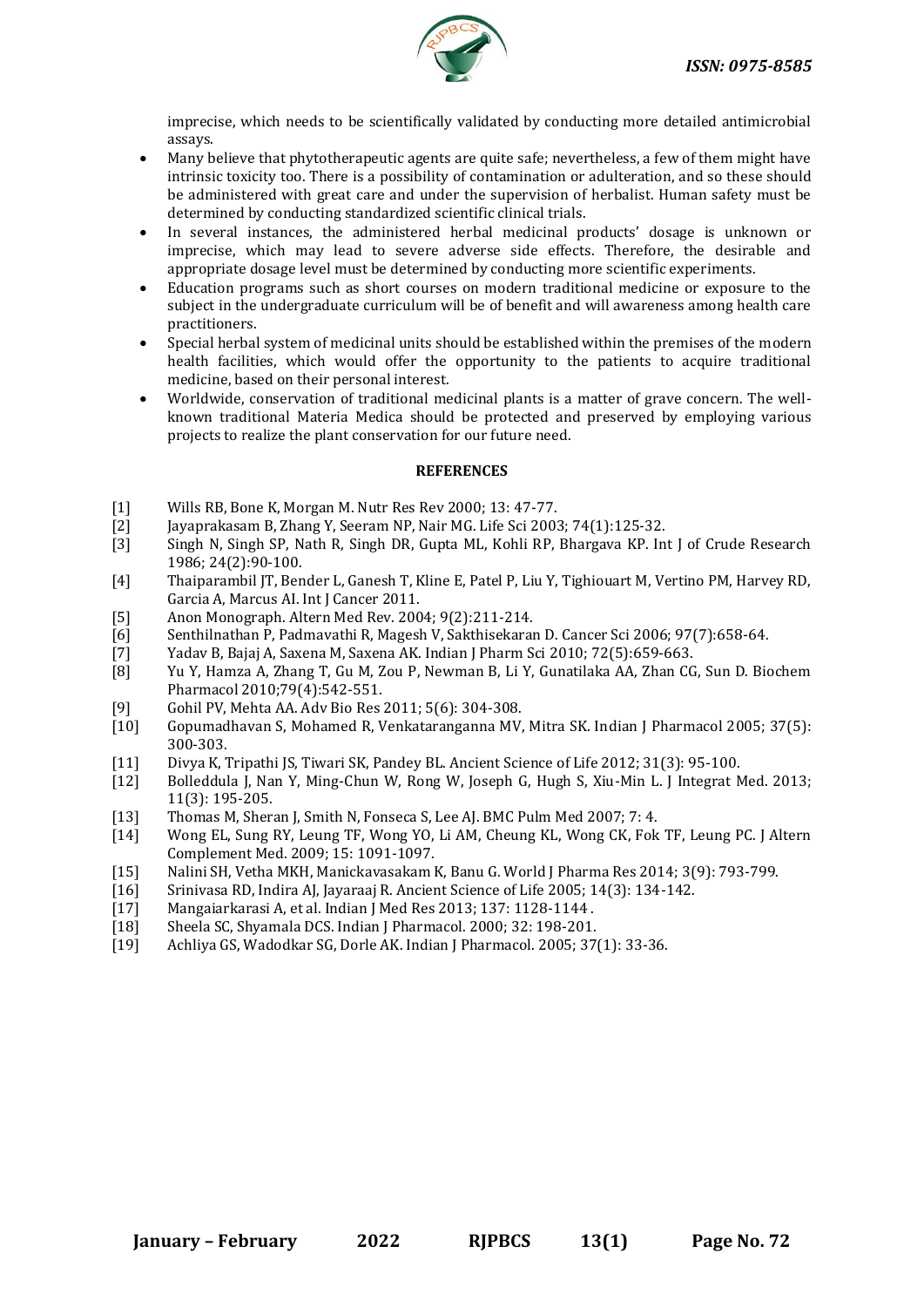imprecise, which needs to be scientifically validated by conducting more detailed antimicrobial assays.

- Many believe that phytotherapeutic agents are quite safe; nevertheless, a few of them might have intrinsic toxicity too. There is a possibility of contamination or adulteration, and so these should be administered with great care and under the supervision of herbalist. Human safety must be determined by conducting standardized scientific clinical trials.
- In several instances, the administered herbal medicinal products' dosage is unknown or imprecise, which may lead to severe adverse side effects. Therefore, the desirable and appropriate dosage level must be determined by conducting more scientific experiments.
- Education programs such as short courses on modern traditional medicine or exposure to the subject in the undergraduate curriculum will be of benefit and will awareness among health care practitioners.
- Special herbal system of medicinal units should be established within the premises of the modern health facilities, which would offer the opportunity to the patients to acquire traditional medicine, based on their personal interest.
- Worldwide, conservation of traditional medicinal plants is a matter of grave concern. The well-known traditional Materia Medica should be protected and preserved by employing various projects to realize the plant conservation for our future need.

## REFERENCES

[1] Wills RB, Bone K, Morgan M. Nutr Res Rev 2000; 13: 47-77.

[2] Jayaprakasam B, Zhang Y, Seeram NP, Nair MG. Life Sci 2003; 74(1):125-32.

[3] Singh N, Singh SP, Nath R, Singh DR, Gupta ML, Kohli RP, Bhargava KP. Int J of Crude Research 1986; 24(2):90-100.

[4] Thaiparambil JT, Bender L, Ganesh T, Kline E, Patel P, Liu Y, Tighiouart M, Vertino PM, Harvey RD, Garcia A, Marcus AI. Int J Cancer 2011.

[5] Anon Monograph. Altern Med Rev. 2004; 9(2):211-214.

[6] Senthilnathan P, Padmavathi R, Magesh V, Sakthisekaran D. Cancer Sci 2006; 97(7):658-64.

[7] Yadav B, Bajaj A, Saxena M, Saxena AK. Indian J Pharm Sci 2010; 72(5):659-663.

[8] Yu Y, Hamza A, Zhang T, Gu M, Zou P, Newman B, Li Y, Gunatilaka AA, Zhan CG, Sun D. Biochem Pharmacol 2010;79(4):542-551.

[9] Gohil PV, Mehta AA. Adv Bio Res 2011; 5(6): 304-308.

[10] Gopumadhavan S, Mohamed R, Venkataranganna MV, Mitra SK. Indian J Pharmacol 2005; 37(5): 300-303.

[11] Divya K, Tripathi JS, Tiwari SK, Pandey BL. Ancient Science of Life 2012; 31(3): 95-100.

[12] Bolleddula J, Nan Y, Ming-Chun W, Rong W, Joseph G, Hugh S, Xiu-Min L. J Integrat Med. 2013; 11(3): 195-205.

[13] Thomas M, Sheran J, Smith N, Fonseca S, Lee AJ. BMC Pulm Med 2007; 7: 4.

[14] Wong EL, Sung RY, Leung TF, Wong YO, Li AM, Cheung KL, Wong CK, Fok TF, Leung PC. J Altern Complement Med. 2009; 15: 1091-1097.

[15] Nalini SH, Vetha MKH, Manickavasakam K, Banu G. World J Pharma Res 2014; 3(9): 793-799.

[16] Srinivasa RD, Indira AJ, Jayaraaj R. Ancient Science of Life 2005; 14(3): 134-142.

[17] Mangaiarkarasi A, et al. Indian J Med Res 2013; 137: 1128-1144 .

[18] Sheela SC, Shyamala DCS. Indian J Pharmacol. 2000; 32: 198-201.

[19] Achliya GS, Wadodkar SG, Dorle AK. Indian J Pharmacol. 2005; 37(1): 33-36.